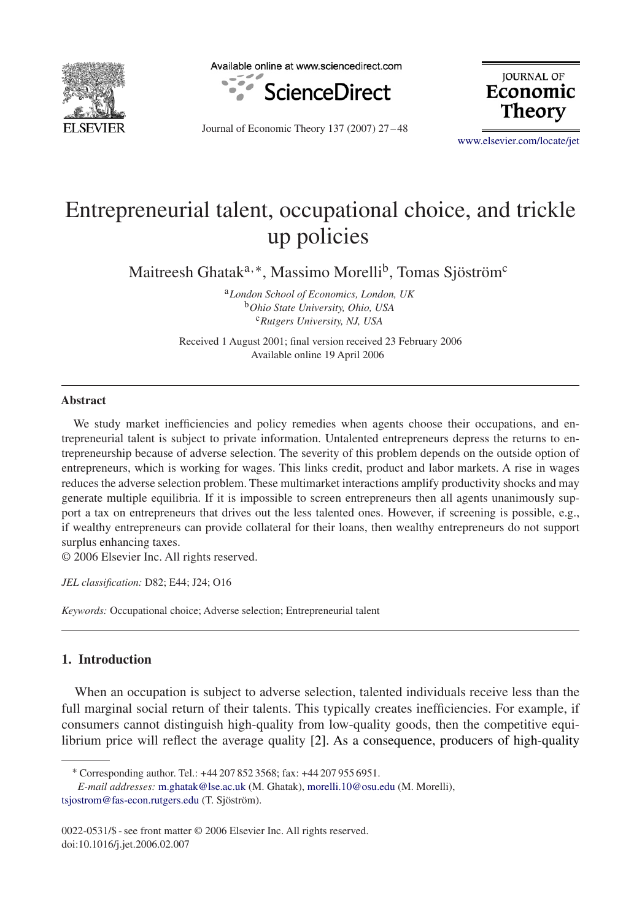# Entrepreneurial talent, occupational choice, and trickle up policies

Maitreesh Ghatak[a,*], Massimo Morelli[b], Tomas Sjöström[c]

[a] *London School of Economics, London, UK*
[b] *Ohio State University, Ohio, USA*
[c] *Rutgers University, NJ, USA*

Received 1 August 2001; final version received 23 February 2006
Available online 19 April 2006

## Abstract

We study market inefficiencies and policy remedies when agents choose their occupations, and entrepreneurial talent is subject to private information. Untalented entrepreneurs depress the returns to entrepreneurship because of adverse selection. The severity of this problem depends on the outside option of entrepreneurs, which is working for wages. This links credit, product and labor markets. A rise in wages reduces the adverse selection problem. These multimarket interactions amplify productivity shocks and may generate multiple equilibria. If it is impossible to screen entrepreneurs then all agents unanimously support a tax on entrepreneurs that drives out the less talented ones. However, if screening is possible, e.g., if wealthy entrepreneurs can provide collateral for their loans, then wealthy entrepreneurs do not support surplus enhancing taxes.

© 2006 Elsevier Inc. All rights reserved.

*JEL classification:* D82; E44; J24; O16

*Keywords:* Occupational choice; Adverse selection; Entrepreneurial talent

## 1. Introduction

When an occupation is subject to adverse selection, talented individuals receive less than the full marginal social return of their talents. This typically creates inefficiencies. For example, if consumers cannot distinguish high-quality from low-quality goods, then the competitive equilibrium price will reflect the average quality [2]. As a consequence, producers of high-quality

---

* Corresponding author. Tel.: +44 207 852 3568; fax: +44 207 955 6951.
*E-mail addresses:* m.ghatak@lse.ac.uk (M. Ghatak), morelli.10@osu.edu (M. Morelli), tsjostrom@fas-econ.rutgers.edu (T. Sjöström).

0022-0531/$ - see front matter © 2006 Elsevier Inc. All rights reserved.
doi:10.1016/j.jet.2006.02.007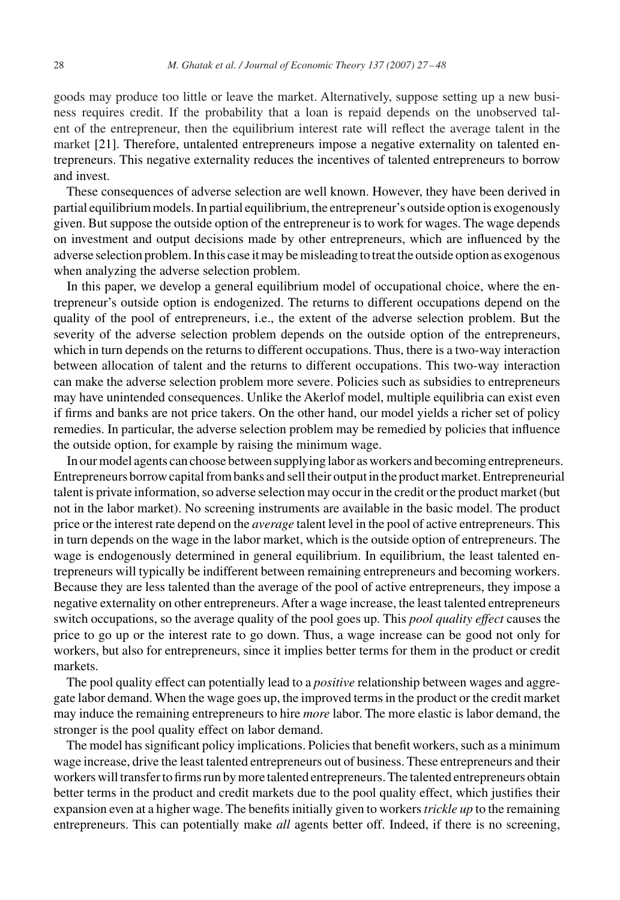goods may produce too little or leave the market. Alternatively, suppose setting up a new business requires credit. If the probability that a loan is repaid depends on the unobserved talent of the entrepreneur, then the equilibrium interest rate will reflect the average talent in the market [21]. Therefore, untalented entrepreneurs impose a negative externality on talented entrepreneurs. This negative externality reduces the incentives of talented entrepreneurs to borrow and invest.

These consequences of adverse selection are well known. However, they have been derived in partial equilibrium models. In partial equilibrium, the entrepreneur's outside option is exogenously given. But suppose the outside option of the entrepreneur is to work for wages. The wage depends on investment and output decisions made by other entrepreneurs, which are influenced by the adverse selection problem. In this case it may be misleading to treat the outside option as exogenous when analyzing the adverse selection problem.

In this paper, we develop a general equilibrium model of occupational choice, where the entrepreneur's outside option is endogenized. The returns to different occupations depend on the quality of the pool of entrepreneurs, i.e., the extent of the adverse selection problem. But the severity of the adverse selection problem depends on the outside option of the entrepreneurs, which in turn depends on the returns to different occupations. Thus, there is a two-way interaction between allocation of talent and the returns to different occupations. This two-way interaction can make the adverse selection problem more severe. Policies such as subsidies to entrepreneurs may have unintended consequences. Unlike the Akerlof model, multiple equilibria can exist even if firms and banks are not price takers. On the other hand, our model yields a richer set of policy remedies. In particular, the adverse selection problem may be remedied by policies that influence the outside option, for example by raising the minimum wage.

In our model agents can choose between supplying labor as workers and becoming entrepreneurs. Entrepreneurs borrow capital from banks and sell their output in the product market. Entrepreneurial talent is private information, so adverse selection may occur in the credit or the product market (but not in the labor market). No screening instruments are available in the basic model. The product price or the interest rate depend on the *average* talent level in the pool of active entrepreneurs. This in turn depends on the wage in the labor market, which is the outside option of entrepreneurs. The wage is endogenously determined in general equilibrium. In equilibrium, the least talented entrepreneurs will typically be indifferent between remaining entrepreneurs and becoming workers. Because they are less talented than the average of the pool of active entrepreneurs, they impose a negative externality on other entrepreneurs. After a wage increase, the least talented entrepreneurs switch occupations, so the average quality of the pool goes up. This *pool quality effect* causes the price to go up or the interest rate to go down. Thus, a wage increase can be good not only for workers, but also for entrepreneurs, since it implies better terms for them in the product or credit markets.

The pool quality effect can potentially lead to a *positive* relationship between wages and aggregate labor demand. When the wage goes up, the improved terms in the product or the credit market may induce the remaining entrepreneurs to hire *more* labor. The more elastic is labor demand, the stronger is the pool quality effect on labor demand.

The model has significant policy implications. Policies that benefit workers, such as a minimum wage increase, drive the least talented entrepreneurs out of business. These entrepreneurs and their workers will transfer to firms run by more talented entrepreneurs. The talented entrepreneurs obtain better terms in the product and credit markets due to the pool quality effect, which justifies their expansion even at a higher wage. The benefits initially given to workers *trickle up* to the remaining entrepreneurs. This can potentially make *all* agents better off. Indeed, if there is no screening,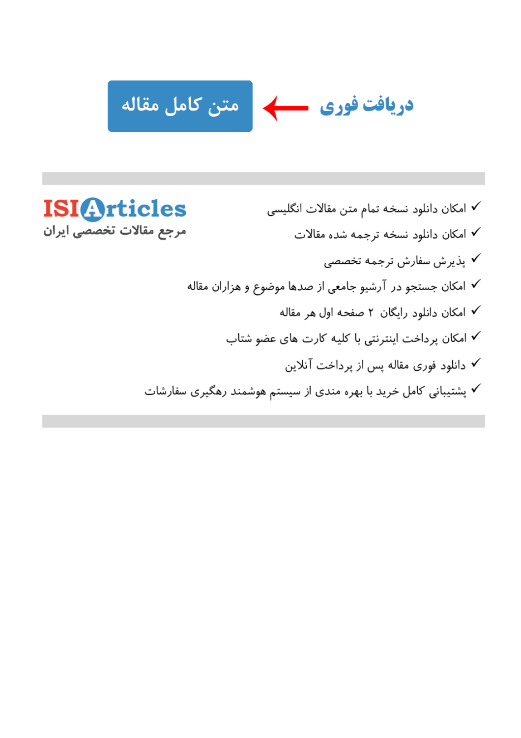دریافت فوری ← متن کامل مقاله

**ISIArticles**
مرجع مقالات تخصصی ایران

- ✓ امکان دانلود نسخه تمام متن مقالات انگلیسی
- ✓ امکان دانلود نسخه ترجمه شده مقالات
- ✓ پذیرش سفارش ترجمه تخصصی
- ✓ امکان جستجو در آرشیو جامعی از صدها موضوع و هزاران مقاله
- ✓ امکان دانلود رایگان ۲ صفحه اول هر مقاله
- ✓ امکان پرداخت اینترنتی با کلیه کارت های عضو شتاب
- ✓ دانلود فوری مقاله پس از پرداخت آنلاین
- ✓ پشتیبانی کامل خرید با بهره مندی از سیستم هوشمند رهگیری سفارشات